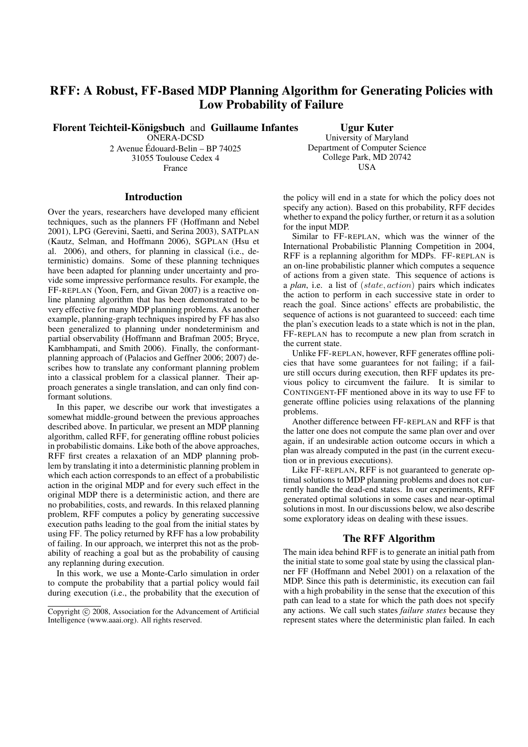# RFF: A Robust, FF-Based MDP Planning Algorithm for Generating Policies with Low Probability of Failure

**Florent Teichteil-Königsbuch** and **Guillaume Infantes**
ONERA-DCSD
2 Avenue Édouard-Belin – BP 74025
31055 Toulouse Cedex 4
France

**Ugur Kuter**
University of Maryland
Department of Computer Science
College Park, MD 20742
USA

## Introduction

Over the years, researchers have developed many efficient techniques, such as the planners FF (Hoffmann and Nebel 2001), LPG (Gerevini, Saetti, and Serina 2003), SATPLAN (Kautz, Selman, and Hoffmann 2006), SGPLAN (Hsu et al. 2006), and others, for planning in classical (i.e., deterministic) domains. Some of these planning techniques have been adapted for planning under uncertainty and provide some impressive performance results. For example, the FF-REPLAN (Yoon, Fern, and Givan 2007) is a reactive online planning algorithm that has been demonstrated to be very effective for many MDP planning problems. As another example, planning-graph techniques inspired by FF has also been generalized to planning under nondeterminism and partial observability (Hoffmann and Brafman 2005; Bryce, Kambhampati, and Smith 2006). Finally, the conformant-planning approach of (Palacios and Geffner 2006; 2007) describes how to translate any conformant planning problem into a classical problem for a classical planner. Their approach generates a single translation, and can only find conformant solutions.

In this paper, we describe our work that investigates a somewhat middle-ground between the previous approaches described above. In particular, we present an MDP planning algorithm, called RFF, for generating offline robust policies in probabilistic domains. Like both of the above approaches, RFF first creates a relaxation of an MDP planning problem by translating it into a deterministic planning problem in which each action corresponds to an effect of a probabilistic action in the original MDP and for every such effect in the original MDP there is a deterministic action, and there are no probabilities, costs, and rewards. In this relaxed planning problem, RFF computes a policy by generating successive execution paths leading to the goal from the initial states by using FF. The policy returned by RFF has a low probability of failing. In our approach, we interpret this not as the probability of reaching a goal but as the probability of causing any replanning during execution.

In this work, we use a Monte-Carlo simulation in order to compute the probability that a partial policy would fail during execution (i.e., the probability that the execution of the policy will end in a state for which the policy does not specify any action). Based on this probability, RFF decides whether to expand the policy further, or return it as a solution for the input MDP.

Similar to FF-REPLAN, which was the winner of the International Probabilistic Planning Competition in 2004, RFF is a replanning algorithm for MDPs. FF-REPLAN is an on-line probabilistic planner which computes a sequence of actions from a given state. This sequence of actions is a *plan*, i.e. a list of $(state, action)$ pairs which indicates the action to perform in each successive state in order to reach the goal. Since actions' effects are probabilistic, the sequence of actions is not guaranteed to succeed: each time the plan's execution leads to a state which is not in the plan, FF-REPLAN has to recompute a new plan from scratch in the current state.

Unlike FF-REPLAN, however, RFF generates offline policies that have some guarantees for not failing; if a failure still occurs during execution, then RFF updates its previous policy to circumvent the failure. It is similar to CONTINGENT-FF mentioned above in its way to use FF to generate offline policies using relaxations of the planning problems.

Another difference between FF-REPLAN and RFF is that the latter one does not compute the same plan over and over again, if an undesirable action outcome occurs in which a plan was already computed in the past (in the current execution or in previous executions).

Like FF-REPLAN, RFF is not guaranteed to generate optimal solutions to MDP planning problems and does not currently handle the dead-end states. In our experiments, RFF generated optimal solutions in some cases and near-optimal solutions in most. In our discussions below, we also describe some exploratory ideas on dealing with these issues.

## The RFF Algorithm

The main idea behind RFF is to generate an initial path from the initial state to some goal state by using the classical planner FF (Hoffmann and Nebel 2001) on a relaxation of the MDP. Since this path is deterministic, its execution can fail with a high probability in the sense that the execution of this path can lead to a state for which the path does not specify any actions. We call such states *failure states* because they represent states where the deterministic plan failed. In each

Copyright © 2008, Association for the Advancement of Artificial Intelligence (www.aaai.org). All rights reserved.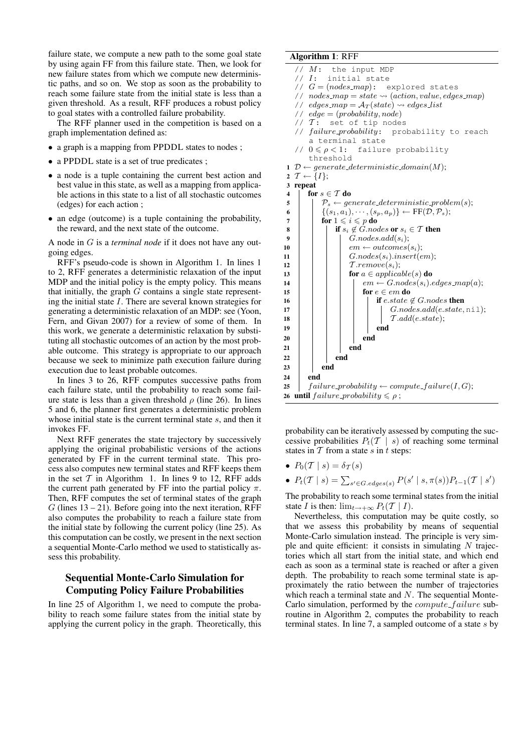failure state, we compute a new path to the some goal state by using again FF from this failure state. Then, we look for new failure states from which we compute new deterministic paths, and so on. We stop as soon as the probability to reach some failure state from the initial state is less than a given threshold. As a result, RFF produces a robust policy to goal states with a controlled failure probability.

The RFF planner used in the competition is based on a graph implementation defined as:

- a graph is a mapping from PPDDL states to nodes ;
- a PPDDL state is a set of true predicates ;
- a node is a tuple containing the current best action and best value in this state, as well as a mapping from applicable actions in this state to a list of all stochastic outcomes (edges) for each action ;
- an edge (outcome) is a tuple containing the probability, the reward, and the next state of the outcome.

A node in $G$ is a *terminal node* if it does not have any outgoing edges.

RFF's pseudo-code is shown in Algorithm 1. In lines 1 to 2, RFF generates a deterministic relaxation of the input MDP and the initial policy is the empty policy. This means that initially, the graph $G$ contains a single state representing the initial state $I$. There are several known strategies for generating a deterministic relaxation of an MDP: see (Yoon, Fern, and Givan 2007) for a review of some of them. In this work, we generate a deterministic relaxation by substituting all stochastic outcomes of an action by the most probable outcome. This strategy is appropriate to our approach because we seek to minimize path execution failure during execution due to least probable outcomes.

In lines 3 to 26, RFF computes successive paths from each failure state, until the probability to reach some failure state is less than a given threshold $\rho$ (line 26). In lines 5 and 6, the planner first generates a deterministic problem whose initial state is the current terminal state $s$, and then it invokes FF.

Next RFF generates the state trajectory by successively applying the original probabilistic versions of the actions generated by FF in the current terminal state. This process also computes new terminal states and RFF keeps them in the set $\mathcal{T}$ in Algorithm 1. In lines 9 to 12, RFF adds the current path generated by FF into the partial policy $\pi$. Then, RFF computes the set of terminal states of the graph $G$ (lines 13 – 21). Before going into the next iteration, RFF also computes the probability to reach a failure state from the initial state by following the current policy (line 25). As this computation can be costly, we present in the next section a sequential Monte-Carlo method we used to statistically assess this probability.

**Algorithm 1**: RFF

```
   // M: the input MDP
   // I: initial state
   // G = (nodes_map): explored states
   // nodes_map = state ⇝ (action, value, edges_map)
   // edges_map = A_T(state) ⇝ edges_list
   // edge = (probability, node)
   // T: set of tip nodes
   // failure_probability: probability to reach
      a terminal state
   // 0 ⩽ ρ < 1: failure probability
      threshold
1  D ← generate_deterministic_domain(M);
2  T ← {I};
3  repeat
4      for s ∈ T do
5          P_s ← generate_deterministic_problem(s);
6          {(s_1, a_1), ···, (s_p, a_p)} ← FF(D, P_s);
7          for 1 ⩽ i ⩽ p do
8              if s_i ∉ G.nodes or s_i ∈ T then
9                  G.nodes.add(s_i);
10                 em ← outcomes(s_i);
11                 G.nodes(s_i).insert(em);
12                 T.remove(s_i);
13                 for a ∈ applicable(s) do
14                     em ← G.nodes(s_i).edges_map(a);
15                     for e ∈ em do
16                         if e.state ∉ G.nodes then
17                             G.nodes.add(e.state, nil);
18                             T.add(e.state);
19                         end
20                     end
21                 end
22             end
23         end
24     end
25     failure_probability ← compute_failure(I, G);
26 until failure_probability ⩽ ρ ;
```

## Sequential Monte-Carlo Simulation for Computing Policy Failure Probabilities

In line 25 of Algorithm 1, we need to compute the probability to reach some failure states from the initial state by applying the current policy in the graph. Theoretically, this probability can be iteratively assessed by computing the successive probabilities $P_t(\mathcal{T} \mid s)$ of reaching some terminal states in $\mathcal{T}$ from a state $s$ in $t$ steps:

- $P_0(\mathcal{T} \mid s) = \delta_{\mathcal{T}}(s)$
- $P_t(\mathcal{T} \mid s) = \sum_{s' \in G.edges(s)} P(s' \mid s, \pi(s)) P_{t-1}(\mathcal{T} \mid s')$

The probability to reach some terminal states from the initial state $I$ is then: $\lim_{t \to +\infty} P_t(\mathcal{T} \mid I)$.

Nevertheless, this computation may be quite costly, so that we assess this probability by means of sequential Monte-Carlo simulation instead. The principle is very simple and quite efficient: it consists in simulating $N$ trajectories which all start from the initial state, and which end each as soon as a terminal state is reached or after a given depth. The probability to reach some terminal state is approximately the ratio between the number of trajectories which reach a terminal state and $N$. The sequential Monte-Carlo simulation, performed by the *compute_failure* subroutine in Algorithm 2, computes the probability to reach terminal states. In line 7, a sampled outcome of a state $s$ by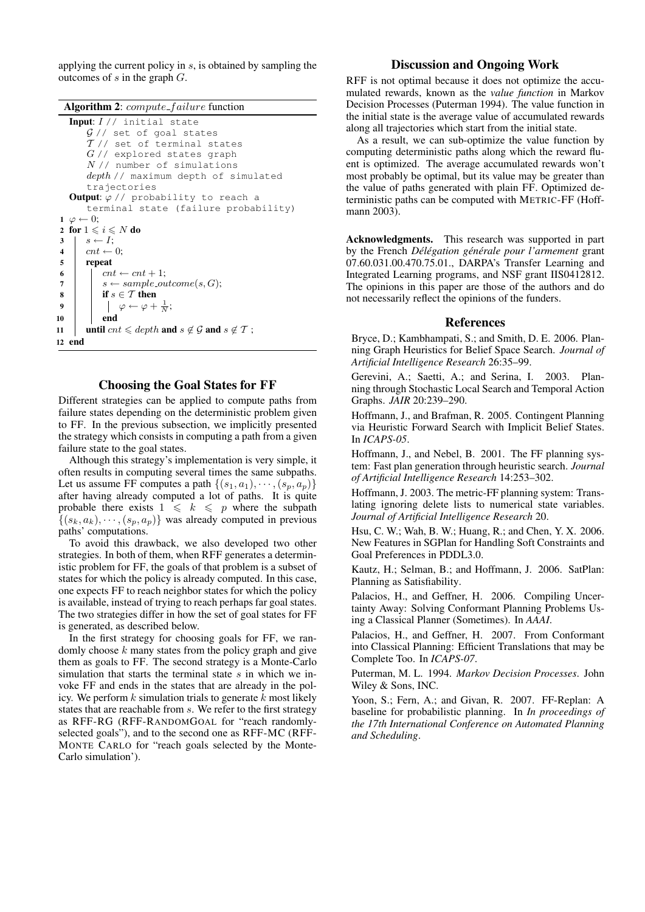applying the current policy in $s$, is obtained by sampling the outcomes of $s$ in the graph $G$.

**Algorithm 2**: $compute\_failure$ function

```
Input: I // initial state
       𝒢 // set of goal states
       𝒯 // set of terminal states
       G // explored states graph
       N // number of simulations
       depth // maximum depth of simulated
       trajectories
Output: φ // probability to reach a
        terminal state (failure probability)
1  φ ← 0;
2  for 1 ⩽ i ⩽ N do
3      s ← I;
4      cnt ← 0;
5      repeat
6          cnt ← cnt + 1;
7          s ← sample_outcome(s, G);
8          if s ∈ 𝒯 then
9              φ ← φ + 1/N;
10         end
11     until cnt ⩽ depth and s ∉ 𝒢 and s ∉ 𝒯 ;
12 end
```

## Choosing the Goal States for FF

Different strategies can be applied to compute paths from failure states depending on the deterministic problem given to FF. In the previous subsection, we implicitly presented the strategy which consists in computing a path from a given failure state to the goal states.

Although this strategy's implementation is very simple, it often results in computing several times the same subpaths. Let us assume FF computes a path $\{(s_1, a_1), \cdots, (s_p, a_p)\}$ after having already computed a lot of paths. It is quite probable there exists $1 \leqslant k \leqslant p$ where the subpath $\{(s_k, a_k), \cdots, (s_p, a_p)\}$ was already computed in previous paths' computations.

To avoid this drawback, we also developed two other strategies. In both of them, when RFF generates a deterministic problem for FF, the goals of that problem is a subset of states for which the policy is already computed. In this case, one expects FF to reach neighbor states for which the policy is available, instead of trying to reach perhaps far goal states. The two strategies differ in how the set of goal states for FF is generated, as described below.

In the first strategy for choosing goals for FF, we randomly choose $k$ many states from the policy graph and give them as goals to FF. The second strategy is a Monte-Carlo simulation that starts the terminal state $s$ in which we invoke FF and ends in the states that are already in the policy. We perform $k$ simulation trials to generate $k$ most likely states that are reachable from $s$. We refer to the first strategy as RFF-RG (RFF-RANDOMGOAL for "reach randomly-selected goals"), and to the second one as RFF-MC (RFF-MONTE CARLO for "reach goals selected by the Monte-Carlo simulation').

## Discussion and Ongoing Work

RFF is not optimal because it does not optimize the accumulated rewards, known as the *value function* in Markov Decision Processes (Puterman 1994). The value function in the initial state is the average value of accumulated rewards along all trajectories which start from the initial state.

As a result, we can sub-optimize the value function by computing deterministic paths along which the reward fluent is optimized. The average accumulated rewards won't most probably be optimal, but its value may be greater than the value of paths generated with plain FF. Optimized deterministic paths can be computed with METRIC-FF (Hoffmann 2003).

**Acknowledgments.** This research was supported in part by the French *Délégation générale pour l'armement* grant 07.60.031.00.470.75.01., DARPA's Transfer Learning and Integrated Learning programs, and NSF grant IIS0412812. The opinions in this paper are those of the authors and do not necessarily reflect the opinions of the funders.

## References

Bryce, D.; Kambhampati, S.; and Smith, D. E. 2006. Planning Graph Heuristics for Belief Space Search. *Journal of Artificial Intelligence Research* 26:35–99.

Gerevini, A.; Saetti, A.; and Serina, I. 2003. Planning through Stochastic Local Search and Temporal Action Graphs. *JAIR* 20:239–290.

Hoffmann, J., and Brafman, R. 2005. Contingent Planning via Heuristic Forward Search with Implicit Belief States. In *ICAPS-05*.

Hoffmann, J., and Nebel, B. 2001. The FF planning system: Fast plan generation through heuristic search. *Journal of Artificial Intelligence Research* 14:253–302.

Hoffmann, J. 2003. The metric-FF planning system: Translating ignoring delete lists to numerical state variables. *Journal of Artificial Intelligence Research* 20.

Hsu, C. W.; Wah, B. W.; Huang, R.; and Chen, Y. X. 2006. New Features in SGPlan for Handling Soft Constraints and Goal Preferences in PDDL3.0.

Kautz, H.; Selman, B.; and Hoffmann, J. 2006. SatPlan: Planning as Satisfiability.

Palacios, H., and Geffner, H. 2006. Compiling Uncertainty Away: Solving Conformant Planning Problems Using a Classical Planner (Sometimes). In *AAAI*.

Palacios, H., and Geffner, H. 2007. From Conformant into Classical Planning: Efficient Translations that may be Complete Too. In *ICAPS-07*.

Puterman, M. L. 1994. *Markov Decision Processes*. John Wiley & Sons, INC.

Yoon, S.; Fern, A.; and Givan, R. 2007. FF-Replan: A baseline for probabilistic planning. In *In proceedings of the 17th International Conference on Automated Planning and Scheduling*.